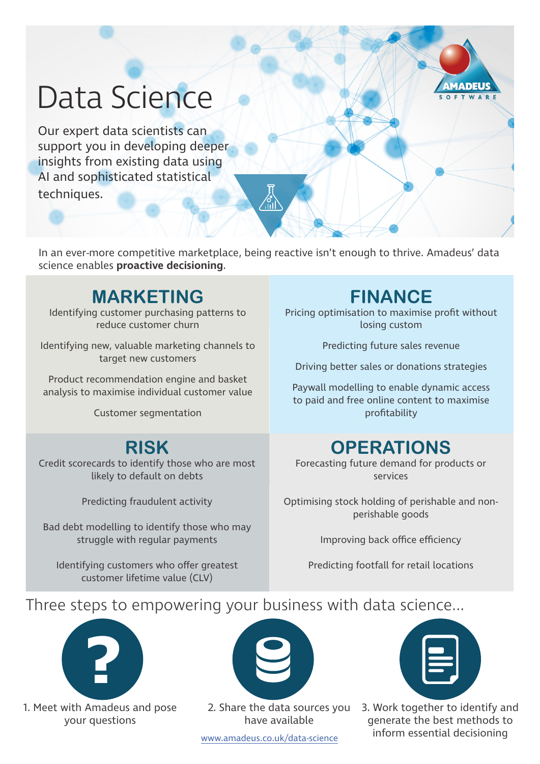# Data Science

Our expert data scientists can support you in developing deeper insights from existing data using AI and sophisticated statistical techniques.

In an ever-more competitive marketplace, being reactive isn't enough to thrive. Amadeus' data science enables **proactive decisioning**.

## MARKETING

Identifying customer purchasing patterns to reduce customer churn

Identifying new, valuable marketing channels to target new customers

Product recommendation engine and basket analysis to maximise individual customer value

Customer segmentation

## FINANCE

Pricing optimisation to maximise profit without losing custom

Predicting future sales revenue

Driving better sales or donations strategies

Paywall modelling to enable dynamic access to paid and free online content to maximise profitability

## RISK

Credit scorecards to identify those who are most likely to default on debts

Predicting fraudulent activity

Bad debt modelling to identify those who may struggle with regular payments

Identifying customers who offer greatest customer lifetime value (CLV)

## OPERATIONS

Forecasting future demand for products or services

Optimising stock holding of perishable and non-perishable goods

Improving back office efficiency

Predicting footfall for retail locations

## Three steps to empowering your business with data science...

1. Meet with Amadeus and pose your questions
2. Share the data sources you have available
3. Work together to identify and generate the best methods to inform essential decisioning

www.amadeus.co.uk/data-science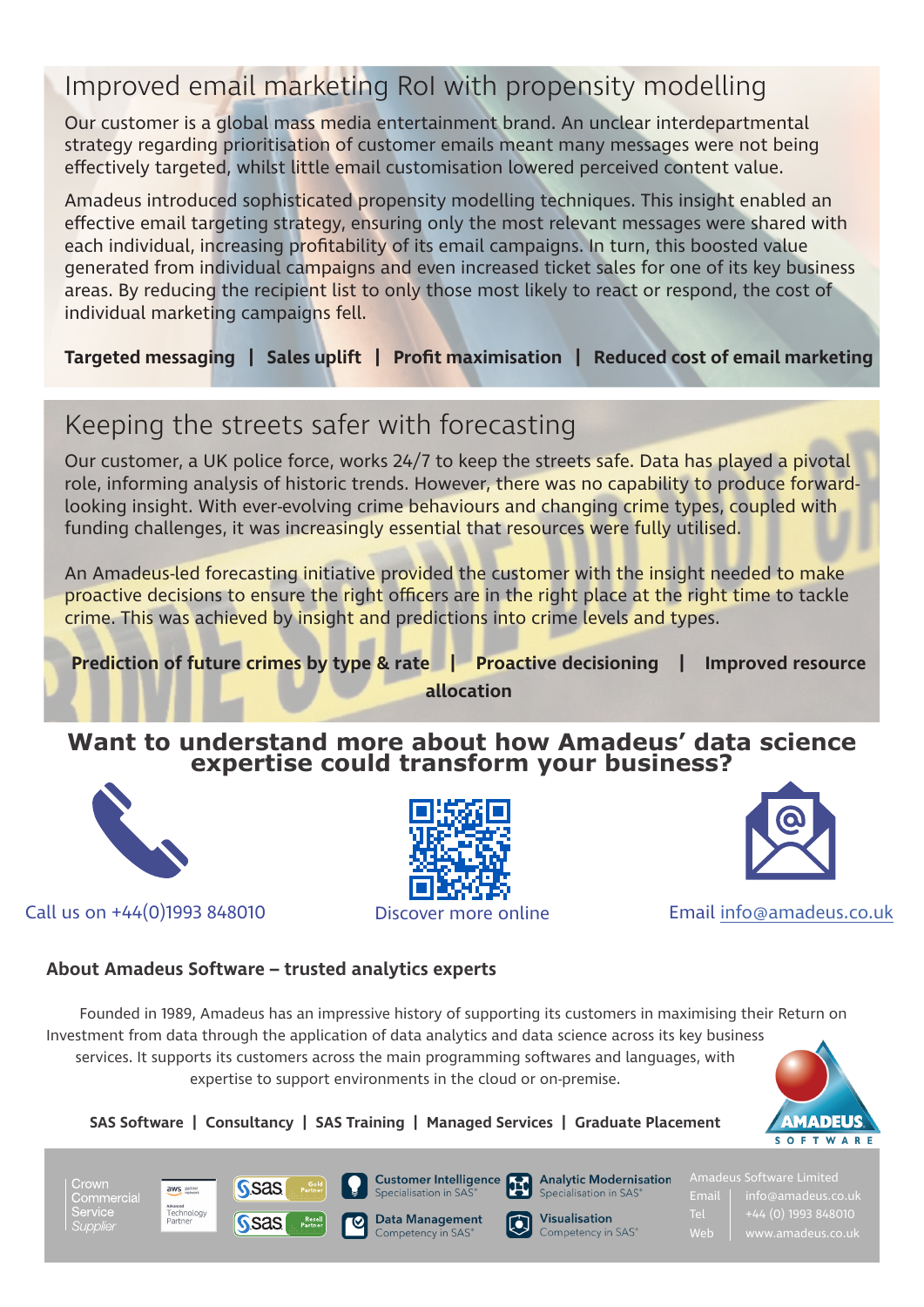## Improved email marketing RoI with propensity modelling

Our customer is a global mass media entertainment brand. An unclear interdepartmental strategy regarding prioritisation of customer emails meant many messages were not being effectively targeted, whilst little email customisation lowered perceived content value.

Amadeus introduced sophisticated propensity modelling techniques. This insight enabled an effective email targeting strategy, ensuring only the most relevant messages were shared with each individual, increasing profitability of its email campaigns. In turn, this boosted value generated from individual campaigns and even increased ticket sales for one of its key business areas. By reducing the recipient list to only those most likely to react or respond, the cost of individual marketing campaigns fell.

**Targeted messaging | Sales uplift | Profit maximisation | Reduced cost of email marketing**

## Keeping the streets safer with forecasting

Our customer, a UK police force, works 24/7 to keep the streets safe. Data has played a pivotal role, informing analysis of historic trends. However, there was no capability to produce forward-looking insight. With ever-evolving crime behaviours and changing crime types, coupled with funding challenges, it was increasingly essential that resources were fully utilised.

An Amadeus-led forecasting initiative provided the customer with the insight needed to make proactive decisions to ensure the right officers are in the right place at the right time to tackle crime. This was achieved by insight and predictions into crime levels and types.

**Prediction of future crimes by type & rate | Proactive decisioning | Improved resource allocation**

## Want to understand more about how Amadeus' data science expertise could transform your business?

Call us on +44(0)1993 848010

Discover more online

Email info@amadeus.co.uk

### About Amadeus Software – trusted analytics experts

Founded in 1989, Amadeus has an impressive history of supporting its customers in maximising their Return on Investment from data through the application of data analytics and data science across its key business services. It supports its customers across the main programming softwares and languages, with expertise to support environments in the cloud or on-premise.

**SAS Software | Consultancy | SAS Training | Managed Services | Graduate Placement**

AMADEUS SOFTWARE

Crown Commercial Service Supplier

aws partner network – Advanced Technology Partner

sas Gold Partner

sas Resell Partner

Customer Intelligence Specialisation in SAS®

Analytic Modernisation Specialisation in SAS®

Data Management Competency in SAS®

Visualisation Competency in SAS®

Amadeus Software Limited
Email info@amadeus.co.uk
Tel +44 (0) 1993 848010
Web www.amadeus.co.uk